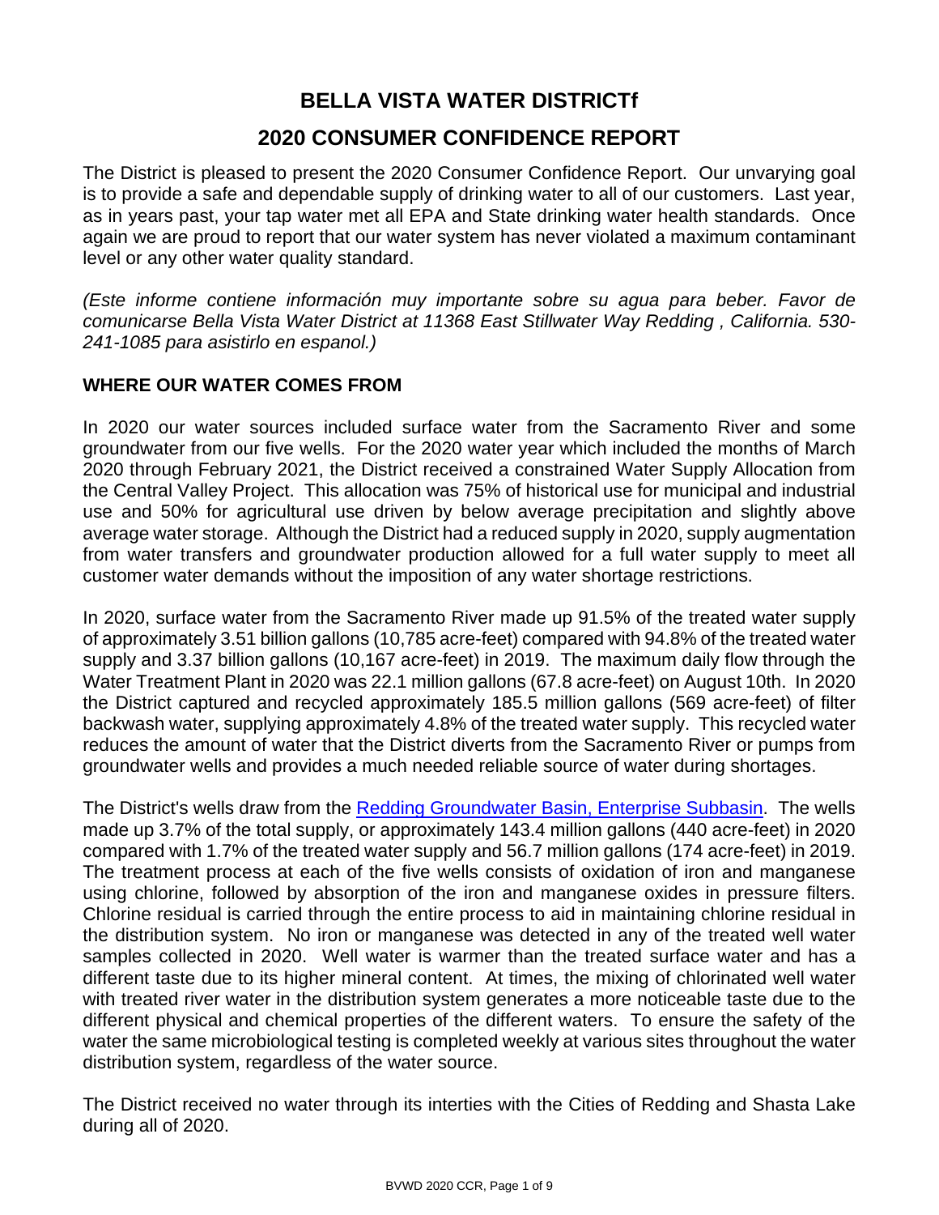# BELLA VISTA WATER DISTRICTf

## 2020 CONSUMER CONFIDENCE REPORT

The District is pleased to present the 2020 Consumer Confidence Report. Our unvarying goal is to provide a safe and dependable supply of drinking water to all of our customers. Last year, as in years past, your tap water met all EPA and State drinking water health standards. Once again we are proud to report that our water system has never violated a maximum contaminant level or any other water quality standard.

*(Este informe contiene información muy importante sobre su agua para beber. Favor de comunicarse Bella Vista Water District at 11368 East Stillwater Way Redding , California. 530-241-1085 para asistirlo en espanol.)*

### WHERE OUR WATER COMES FROM

In 2020 our water sources included surface water from the Sacramento River and some groundwater from our five wells. For the 2020 water year which included the months of March 2020 through February 2021, the District received a constrained Water Supply Allocation from the Central Valley Project. This allocation was 75% of historical use for municipal and industrial use and 50% for agricultural use driven by below average precipitation and slightly above average water storage. Although the District had a reduced supply in 2020, supply augmentation from water transfers and groundwater production allowed for a full water supply to meet all customer water demands without the imposition of any water shortage restrictions.

In 2020, surface water from the Sacramento River made up 91.5% of the treated water supply of approximately 3.51 billion gallons (10,785 acre-feet) compared with 94.8% of the treated water supply and 3.37 billion gallons (10,167 acre-feet) in 2019. The maximum daily flow through the Water Treatment Plant in 2020 was 22.1 million gallons (67.8 acre-feet) on August 10th. In 2020 the District captured and recycled approximately 185.5 million gallons (569 acre-feet) of filter backwash water, supplying approximately 4.8% of the treated water supply. This recycled water reduces the amount of water that the District diverts from the Sacramento River or pumps from groundwater wells and provides a much needed reliable source of water during shortages.

The District's wells draw from the [Redding Groundwater Basin, Enterprise Subbasin](). The wells made up 3.7% of the total supply, or approximately 143.4 million gallons (440 acre-feet) in 2020 compared with 1.7% of the treated water supply and 56.7 million gallons (174 acre-feet) in 2019. The treatment process at each of the five wells consists of oxidation of iron and manganese using chlorine, followed by absorption of the iron and manganese oxides in pressure filters. Chlorine residual is carried through the entire process to aid in maintaining chlorine residual in the distribution system. No iron or manganese was detected in any of the treated well water samples collected in 2020. Well water is warmer than the treated surface water and has a different taste due to its higher mineral content. At times, the mixing of chlorinated well water with treated river water in the distribution system generates a more noticeable taste due to the different physical and chemical properties of the different waters. To ensure the safety of the water the same microbiological testing is completed weekly at various sites throughout the water distribution system, regardless of the water source.

The District received no water through its interties with the Cities of Redding and Shasta Lake during all of 2020.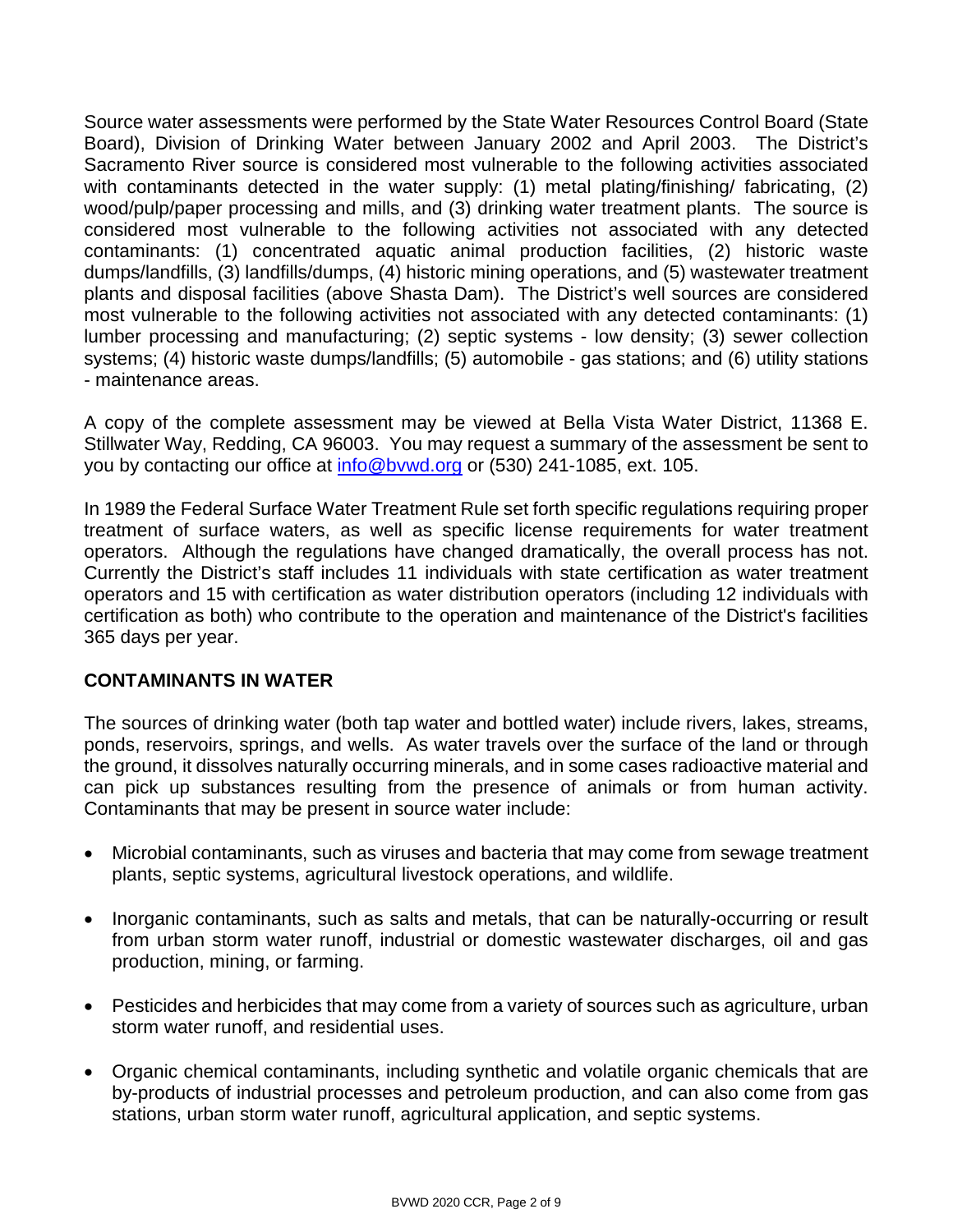Source water assessments were performed by the State Water Resources Control Board (State Board), Division of Drinking Water between January 2002 and April 2003. The District's Sacramento River source is considered most vulnerable to the following activities associated with contaminants detected in the water supply: (1) metal plating/finishing/ fabricating, (2) wood/pulp/paper processing and mills, and (3) drinking water treatment plants. The source is considered most vulnerable to the following activities not associated with any detected contaminants: (1) concentrated aquatic animal production facilities, (2) historic waste dumps/landfills, (3) landfills/dumps, (4) historic mining operations, and (5) wastewater treatment plants and disposal facilities (above Shasta Dam). The District's well sources are considered most vulnerable to the following activities not associated with any detected contaminants: (1) lumber processing and manufacturing; (2) septic systems - low density; (3) sewer collection systems; (4) historic waste dumps/landfills; (5) automobile - gas stations; and (6) utility stations - maintenance areas.

A copy of the complete assessment may be viewed at Bella Vista Water District, 11368 E. Stillwater Way, Redding, CA 96003. You may request a summary of the assessment be sent to you by contacting our office at info@bvwd.org or (530) 241-1085, ext. 105.

In 1989 the Federal Surface Water Treatment Rule set forth specific regulations requiring proper treatment of surface waters, as well as specific license requirements for water treatment operators. Although the regulations have changed dramatically, the overall process has not. Currently the District's staff includes 11 individuals with state certification as water treatment operators and 15 with certification as water distribution operators (including 12 individuals with certification as both) who contribute to the operation and maintenance of the District's facilities 365 days per year.

## CONTAMINANTS IN WATER

The sources of drinking water (both tap water and bottled water) include rivers, lakes, streams, ponds, reservoirs, springs, and wells. As water travels over the surface of the land or through the ground, it dissolves naturally occurring minerals, and in some cases radioactive material and can pick up substances resulting from the presence of animals or from human activity. Contaminants that may be present in source water include:

- Microbial contaminants, such as viruses and bacteria that may come from sewage treatment plants, septic systems, agricultural livestock operations, and wildlife.
- Inorganic contaminants, such as salts and metals, that can be naturally-occurring or result from urban storm water runoff, industrial or domestic wastewater discharges, oil and gas production, mining, or farming.
- Pesticides and herbicides that may come from a variety of sources such as agriculture, urban storm water runoff, and residential uses.
- Organic chemical contaminants, including synthetic and volatile organic chemicals that are by-products of industrial processes and petroleum production, and can also come from gas stations, urban storm water runoff, agricultural application, and septic systems.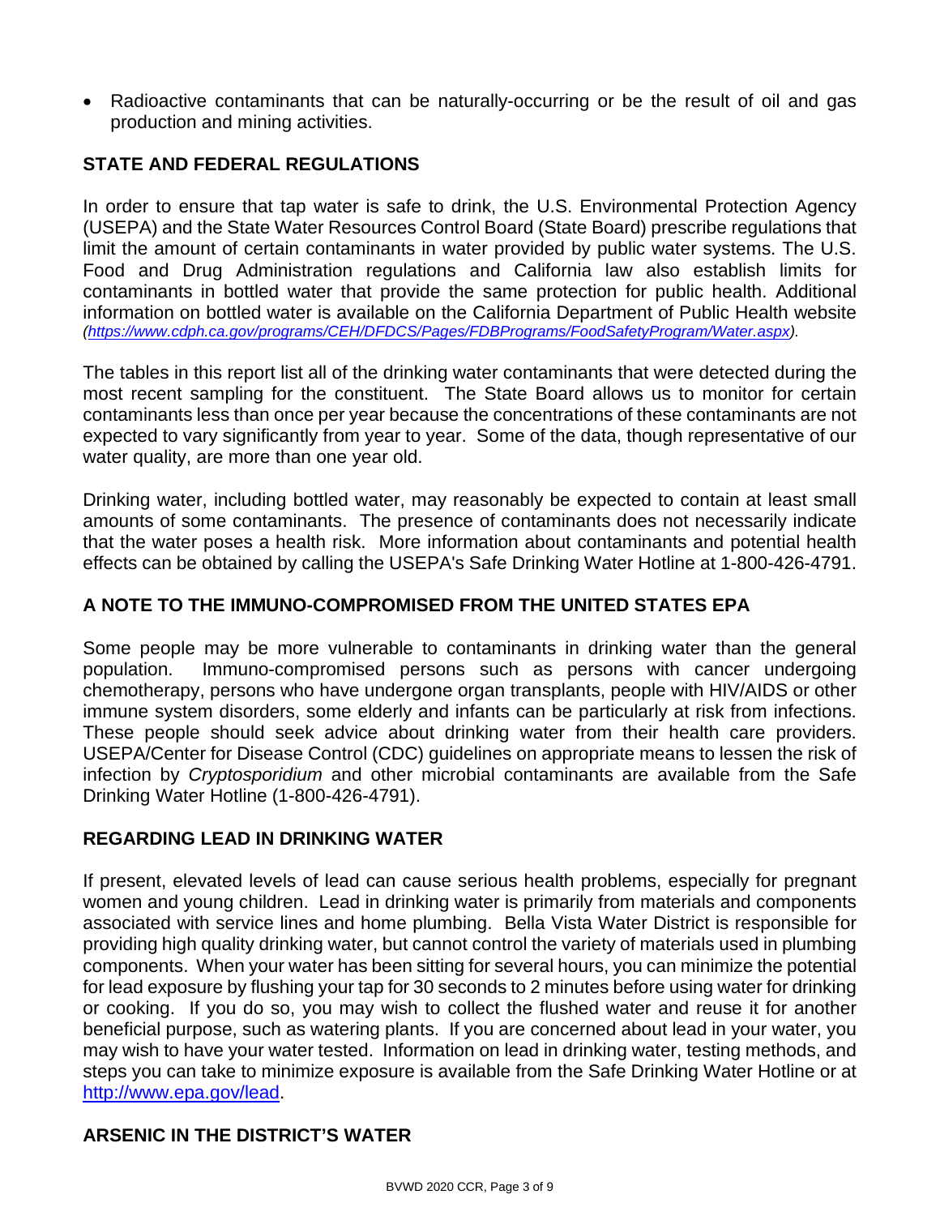- Radioactive contaminants that can be naturally-occurring or be the result of oil and gas production and mining activities.

## STATE AND FEDERAL REGULATIONS

In order to ensure that tap water is safe to drink, the U.S. Environmental Protection Agency (USEPA) and the State Water Resources Control Board (State Board) prescribe regulations that limit the amount of certain contaminants in water provided by public water systems. The U.S. Food and Drug Administration regulations and California law also establish limits for contaminants in bottled water that provide the same protection for public health. Additional information on bottled water is available on the California Department of Public Health website *(https://www.cdph.ca.gov/programs/CEH/DFDCS/Pages/FDBPrograms/FoodSafetyProgram/Water.aspx).*

The tables in this report list all of the drinking water contaminants that were detected during the most recent sampling for the constituent. The State Board allows us to monitor for certain contaminants less than once per year because the concentrations of these contaminants are not expected to vary significantly from year to year. Some of the data, though representative of our water quality, are more than one year old.

Drinking water, including bottled water, may reasonably be expected to contain at least small amounts of some contaminants. The presence of contaminants does not necessarily indicate that the water poses a health risk. More information about contaminants and potential health effects can be obtained by calling the USEPA's Safe Drinking Water Hotline at 1-800-426-4791.

## A NOTE TO THE IMMUNO-COMPROMISED FROM THE UNITED STATES EPA

Some people may be more vulnerable to contaminants in drinking water than the general population. Immuno-compromised persons such as persons with cancer undergoing chemotherapy, persons who have undergone organ transplants, people with HIV/AIDS or other immune system disorders, some elderly and infants can be particularly at risk from infections. These people should seek advice about drinking water from their health care providers. USEPA/Center for Disease Control (CDC) guidelines on appropriate means to lessen the risk of infection by *Cryptosporidium* and other microbial contaminants are available from the Safe Drinking Water Hotline (1-800-426-4791).

## REGARDING LEAD IN DRINKING WATER

If present, elevated levels of lead can cause serious health problems, especially for pregnant women and young children. Lead in drinking water is primarily from materials and components associated with service lines and home plumbing. Bella Vista Water District is responsible for providing high quality drinking water, but cannot control the variety of materials used in plumbing components. When your water has been sitting for several hours, you can minimize the potential for lead exposure by flushing your tap for 30 seconds to 2 minutes before using water for drinking or cooking. If you do so, you may wish to collect the flushed water and reuse it for another beneficial purpose, such as watering plants. If you are concerned about lead in your water, you may wish to have your water tested. Information on lead in drinking water, testing methods, and steps you can take to minimize exposure is available from the Safe Drinking Water Hotline or at http://www.epa.gov/lead.

## ARSENIC IN THE DISTRICT'S WATER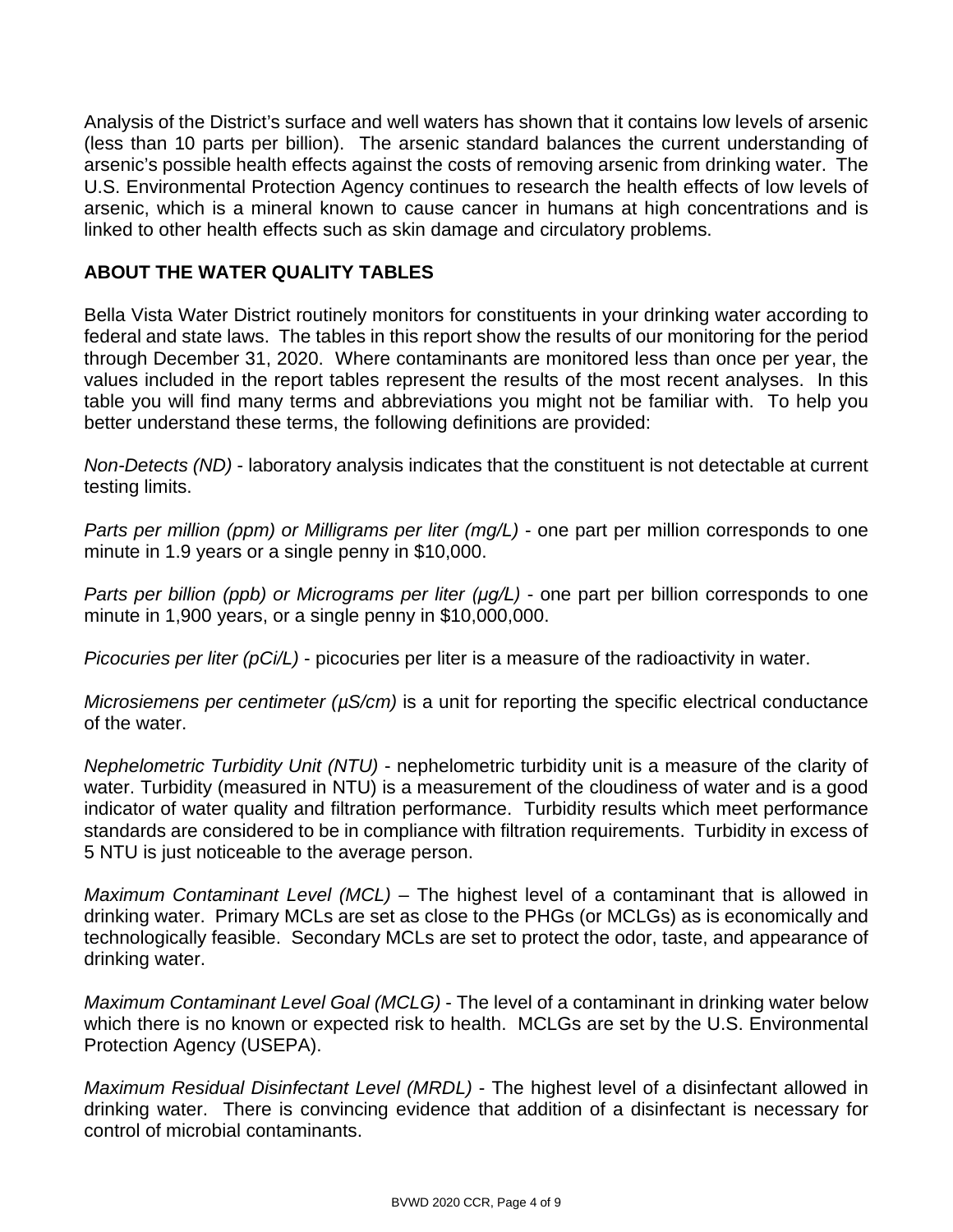Analysis of the District's surface and well waters has shown that it contains low levels of arsenic (less than 10 parts per billion). The arsenic standard balances the current understanding of arsenic's possible health effects against the costs of removing arsenic from drinking water. The U.S. Environmental Protection Agency continues to research the health effects of low levels of arsenic, which is a mineral known to cause cancer in humans at high concentrations and is linked to other health effects such as skin damage and circulatory problems.

## ABOUT THE WATER QUALITY TABLES

Bella Vista Water District routinely monitors for constituents in your drinking water according to federal and state laws. The tables in this report show the results of our monitoring for the period through December 31, 2020. Where contaminants are monitored less than once per year, the values included in the report tables represent the results of the most recent analyses. In this table you will find many terms and abbreviations you might not be familiar with. To help you better understand these terms, the following definitions are provided:

*Non-Detects (ND)* - laboratory analysis indicates that the constituent is not detectable at current testing limits.

*Parts per million (ppm) or Milligrams per liter (mg/L)* - one part per million corresponds to one minute in 1.9 years or a single penny in $10,000.

*Parts per billion (ppb) or Micrograms per liter (µg/L)* - one part per billion corresponds to one minute in 1,900 years, or a single penny in $10,000,000.

*Picocuries per liter (pCi/L)* - picocuries per liter is a measure of the radioactivity in water.

*Microsiemens per centimeter (µS/cm)* is a unit for reporting the specific electrical conductance of the water.

*Nephelometric Turbidity Unit (NTU)* - nephelometric turbidity unit is a measure of the clarity of water. Turbidity (measured in NTU) is a measurement of the cloudiness of water and is a good indicator of water quality and filtration performance. Turbidity results which meet performance standards are considered to be in compliance with filtration requirements. Turbidity in excess of 5 NTU is just noticeable to the average person.

*Maximum Contaminant Level (MCL)* – The highest level of a contaminant that is allowed in drinking water. Primary MCLs are set as close to the PHGs (or MCLGs) as is economically and technologically feasible. Secondary MCLs are set to protect the odor, taste, and appearance of drinking water.

*Maximum Contaminant Level Goal (MCLG)* - The level of a contaminant in drinking water below which there is no known or expected risk to health. MCLGs are set by the U.S. Environmental Protection Agency (USEPA).

*Maximum Residual Disinfectant Level (MRDL)* - The highest level of a disinfectant allowed in drinking water. There is convincing evidence that addition of a disinfectant is necessary for control of microbial contaminants.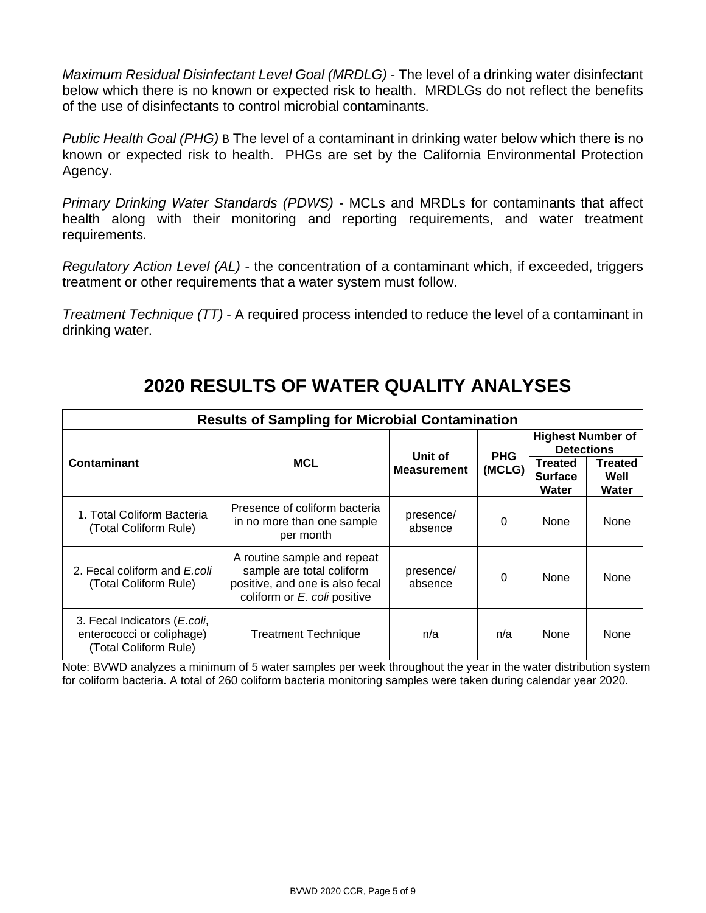*Maximum Residual Disinfectant Level Goal (MRDLG)* - The level of a drinking water disinfectant below which there is no known or expected risk to health. MRDLGs do not reflect the benefits of the use of disinfectants to control microbial contaminants.

*Public Health Goal (PHG)* B The level of a contaminant in drinking water below which there is no known or expected risk to health. PHGs are set by the California Environmental Protection Agency.

*Primary Drinking Water Standards (PDWS)* - MCLs and MRDLs for contaminants that affect health along with their monitoring and reporting requirements, and water treatment requirements.

*Regulatory Action Level (AL)* - the concentration of a contaminant which, if exceeded, triggers treatment or other requirements that a water system must follow.

*Treatment Technique (TT)* - A required process intended to reduce the level of a contaminant in drinking water.

# 2020 RESULTS OF WATER QUALITY ANALYSES

| Results of Sampling for Microbial Contamination | | | | | |
|---|---|---|---|---|---|
| **Contaminant** | **MCL** | **Unit of Measurement** | **PHG (MCLG)** | **Highest Number of Detections** | |
| | | | | **Treated Surface Water** | **Treated Well Water** |
| 1. Total Coliform Bacteria (Total Coliform Rule) | Presence of coliform bacteria in no more than one sample per month | presence/ absence | 0 | None | None |
| 2. Fecal coliform and *E.coli* (Total Coliform Rule) | A routine sample and repeat sample are total coliform positive, and one is also fecal coliform or *E. coli* positive | presence/ absence | 0 | None | None |
| 3. Fecal Indicators (*E.coli*, enterococci or coliphage) (Total Coliform Rule) | Treatment Technique | n/a | n/a | None | None |

Note: BVWD analyzes a minimum of 5 water samples per week throughout the year in the water distribution system for coliform bacteria. A total of 260 coliform bacteria monitoring samples were taken during calendar year 2020.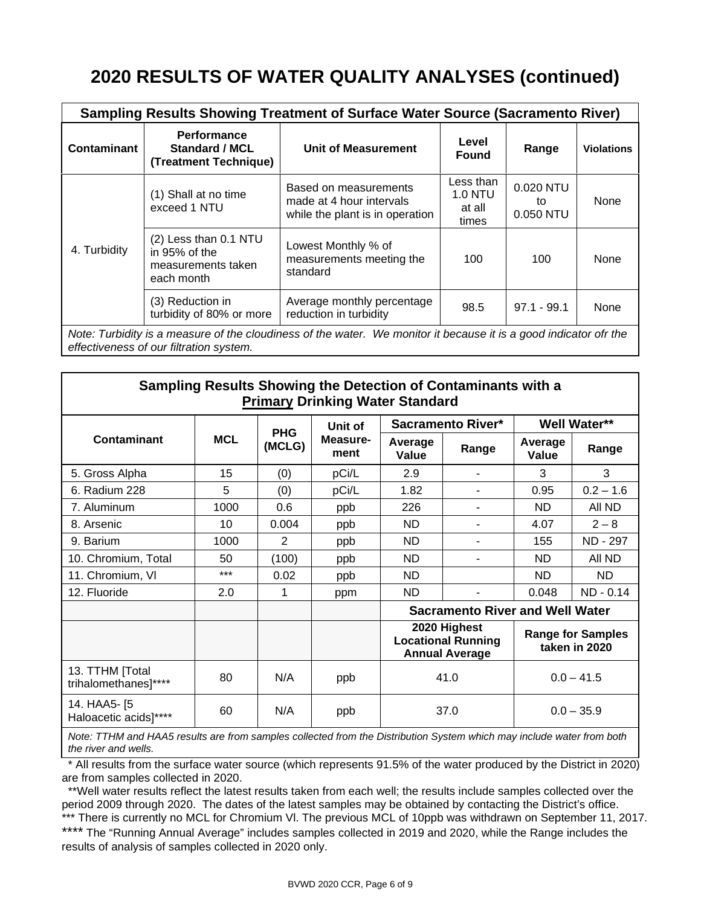# 2020 RESULTS OF WATER QUALITY ANALYSES (continued)

| Sampling Results Showing Treatment of Surface Water Source (Sacramento River) | | | | | |
|---|---|---|---|---|---|
| **Contaminant** | **Performance Standard / MCL (Treatment Technique)** | **Unit of Measurement** | **Level Found** | **Range** | **Violations** |
| 4. Turbidity | (1) Shall at no time exceed 1 NTU | Based on measurements made at 4 hour intervals while the plant is in operation | Less than 1.0 NTU at all times | 0.020 NTU to 0.050 NTU | None |
| | (2) Less than 0.1 NTU in 95% of the measurements taken each month | Lowest Monthly % of measurements meeting the standard | 100 | 100 | None |
| | (3) Reduction in turbidity of 80% or more | Average monthly percentage reduction in turbidity | 98.5 | 97.1 - 99.1 | None |

*Note: Turbidity is a measure of the cloudiness of the water. We monitor it because it is a good indicator ofr the effectiveness of our filtration system.*

| Sampling Results Showing the Detection of Contaminants with a **Primary** Drinking Water Standard | | | | | | | |
|---|---|---|---|---|---|---|---|
| **Contaminant** | **MCL** | **PHG (MCLG)** | **Unit of Measure-ment** | **Sacramento River*** | | **Well Water**** | |
| | | | | **Average Value** | **Range** | **Average Value** | **Range** |
| 5. Gross Alpha | 15 | (0) | pCi/L | 2.9 | - | 3 | 3 |
| 6. Radium 228 | 5 | (0) | pCi/L | 1.82 | - | 0.95 | 0.2 – 1.6 |
| 7. Aluminum | 1000 | 0.6 | ppb | 226 | - | ND | All ND |
| 8. Arsenic | 10 | 0.004 | ppb | ND | - | 4.07 | 2 – 8 |
| 9. Barium | 1000 | 2 | ppb | ND | - | 155 | ND - 297 |
| 10. Chromium, Total | 50 | (100) | ppb | ND | - | ND | All ND |
| 11. Chromium, VI | *** | 0.02 | ppb | ND | | ND | ND |
| 12. Fluoride | 2.0 | 1 | ppm | ND | - | 0.048 | ND - 0.14 |
| | | | | **Sacramento River and Well Water** | | | |
| | | | | **2020 Highest Locational Running Annual Average** | | **Range for Samples taken in 2020** | |
| 13. TTHM [Total trihalomethanes]**** | 80 | N/A | ppb | 41.0 | | 0.0 – 41.5 | |
| 14. HAA5- [5 Haloacetic acids]**** | 60 | N/A | ppb | 37.0 | | 0.0 – 35.9 | |

*Note: TTHM and HAA5 results are from samples collected from the Distribution System which may include water from both the river and wells.*

\* All results from the surface water source (which represents 91.5% of the water produced by the District in 2020) are from samples collected in 2020.

\*\*Well water results reflect the latest results taken from each well; the results include samples collected over the period 2009 through 2020. The dates of the latest samples may be obtained by contacting the District's office.

\*\*\* There is currently no MCL for Chromium VI. The previous MCL of 10ppb was withdrawn on September 11, 2017.

\*\*\*\* The "Running Annual Average" includes samples collected in 2019 and 2020, while the Range includes the results of analysis of samples collected in 2020 only.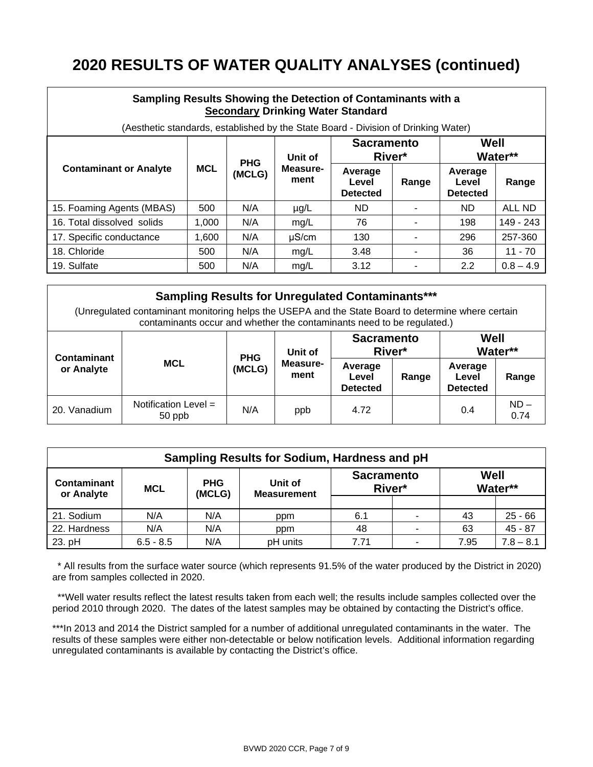# 2020 RESULTS OF WATER QUALITY ANALYSES (continued)

| **Sampling Results Showing the Detection of Contaminants with a Secondary Drinking Water Standard** (Aesthetic standards, established by the State Board - Division of Drinking Water) | | | | | | | |
|---|---|---|---|---|---|---|---|
| **Contaminant or Analyte** | **MCL** | **PHG (MCLG)** | **Unit of Measure-ment** | **Sacramento River*** | | **Well Water**** | |
| | | | | **Average Level Detected** | **Range** | **Average Level Detected** | **Range** |
| 15. Foaming Agents (MBAS) | 500 | N/A | µg/L | ND | - | ND | ALL ND |
| 16. Total dissolved solids | 1,000 | N/A | mg/L | 76 | - | 198 | 149 - 243 |
| 17. Specific conductance | 1,600 | N/A | µS/cm | 130 | - | 296 | 257-360 |
| 18. Chloride | 500 | N/A | mg/L | 3.48 | - | 36 | 11 - 70 |
| 19. Sulfate | 500 | N/A | mg/L | 3.12 | - | 2.2 | 0.8 – 4.9 |

| **Sampling Results for Unregulated Contaminants***** (Unregulated contaminant monitoring helps the USEPA and the State Board to determine where certain contaminants occur and whether the contaminants need to be regulated.) | | | | | | | |
|---|---|---|---|---|---|---|---|
| **Contaminant or Analyte** | **MCL** | **PHG (MCLG)** | **Unit of Measure-ment** | **Sacramento River*** | | **Well Water**** | |
| | | | | **Average Level Detected** | **Range** | **Average Level Detected** | **Range** |
| 20. Vanadium | Notification Level = 50 ppb | N/A | ppb | 4.72 | | 0.4 | ND – 0.74 |

| **Sampling Results for Sodium, Hardness and pH** | | | | | | | |
|---|---|---|---|---|---|---|---|
| **Contaminant or Analyte** | **MCL** | **PHG (MCLG)** | **Unit of Measurement** | **Sacramento River*** | | **Well Water**** | |
| 21. Sodium | N/A | N/A | ppm | 6.1 | - | 43 | 25 - 66 |
| 22. Hardness | N/A | N/A | ppm | 48 | - | 63 | 45 - 87 |
| 23. pH | 6.5 - 8.5 | N/A | pH units | 7.71 | - | 7.95 | 7.8 – 8.1 |

\* All results from the surface water source (which represents 91.5% of the water produced by the District in 2020) are from samples collected in 2020.

**Well water results reflect the latest results taken from each well; the results include samples collected over the period 2010 through 2020. The dates of the latest samples may be obtained by contacting the District's office.

***In 2013 and 2014 the District sampled for a number of additional unregulated contaminants in the water. The results of these samples were either non-detectable or below notification levels. Additional information regarding unregulated contaminants is available by contacting the District's office.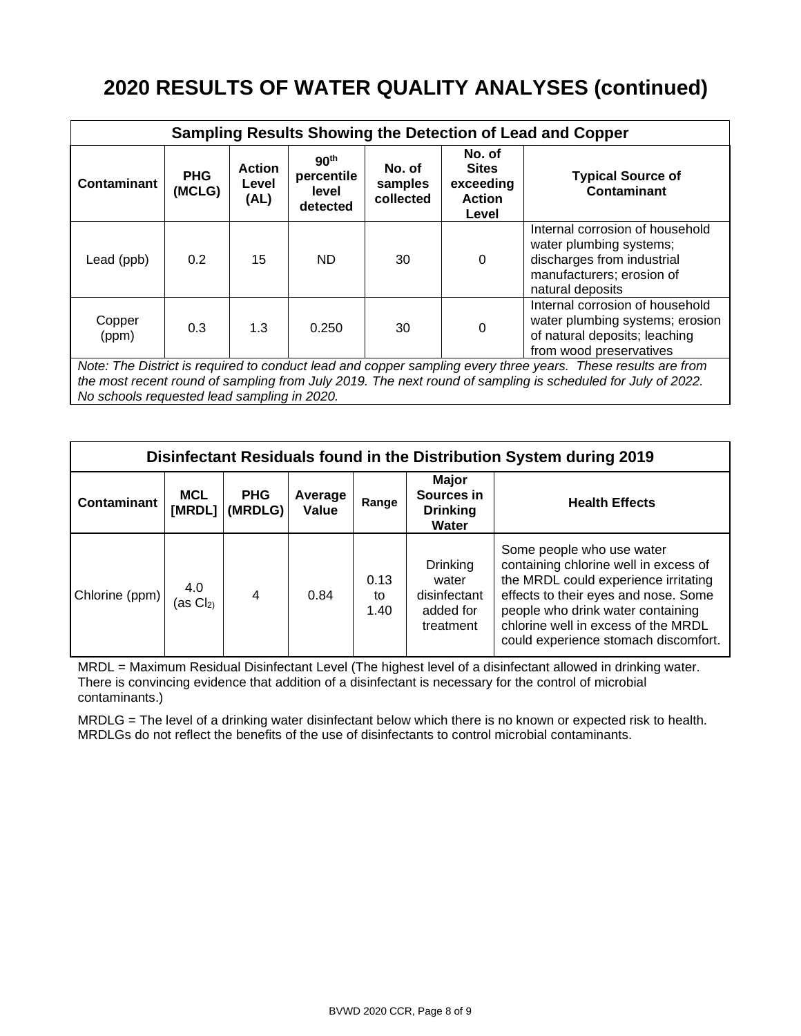# 2020 RESULTS OF WATER QUALITY ANALYSES (continued)

| Sampling Results Showing the Detection of Lead and Copper | | | | | | |
|---|---|---|---|---|---|---|
| **Contaminant** | **PHG (MCLG)** | **Action Level (AL)** | **90th percentile level detected** | **No. of samples collected** | **No. of Sites exceeding Action Level** | **Typical Source of Contaminant** |
| Lead (ppb) | 0.2 | 15 | ND | 30 | 0 | Internal corrosion of household water plumbing systems; discharges from industrial manufacturers; erosion of natural deposits |
| Copper (ppm) | 0.3 | 1.3 | 0.250 | 30 | 0 | Internal corrosion of household water plumbing systems; erosion of natural deposits; leaching from wood preservatives |

*Note: The District is required to conduct lead and copper sampling every three years. These results are from the most recent round of sampling from July 2019. The next round of sampling is scheduled for July of 2022. No schools requested lead sampling in 2020.*

| Disinfectant Residuals found in the Distribution System during 2019 | | | | | | |
|---|---|---|---|---|---|---|
| **Contaminant** | **MCL [MRDL]** | **PHG (MRDLG)** | **Average Value** | **Range** | **Major Sources in Drinking Water** | **Health Effects** |
| Chlorine (ppm) | 4.0 (as $Cl_2$) | 4 | 0.84 | 0.13 to 1.40 | Drinking water disinfectant added for treatment | Some people who use water containing chlorine well in excess of the MRDL could experience irritating effects to their eyes and nose. Some people who drink water containing chlorine well in excess of the MRDL could experience stomach discomfort. |

MRDL = Maximum Residual Disinfectant Level (The highest level of a disinfectant allowed in drinking water. There is convincing evidence that addition of a disinfectant is necessary for the control of microbial contaminants.)

MRDLG = The level of a drinking water disinfectant below which there is no known or expected risk to health. MRDLGs do not reflect the benefits of the use of disinfectants to control microbial contaminants.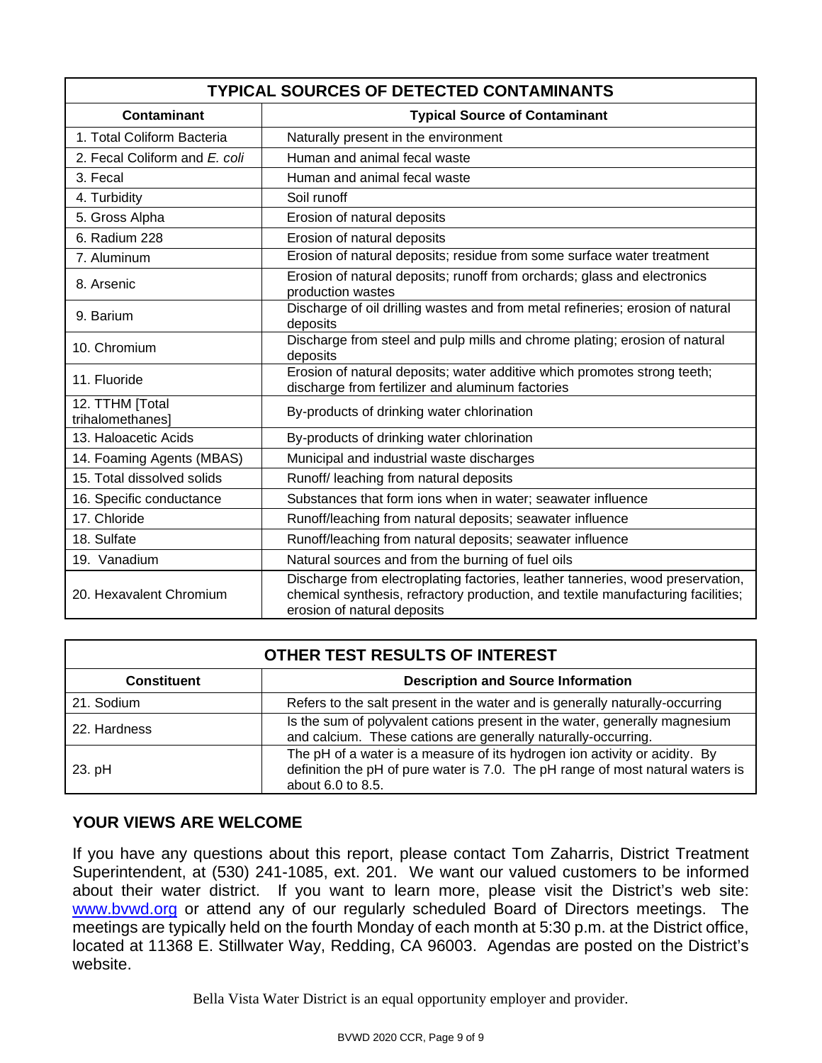| TYPICAL SOURCES OF DETECTED CONTAMINANTS | |
|---|---|
| **Contaminant** | **Typical Source of Contaminant** |
| 1. Total Coliform Bacteria | Naturally present in the environment |
| 2. Fecal Coliform and *E. coli* | Human and animal fecal waste |
| 3. Fecal | Human and animal fecal waste |
| 4. Turbidity | Soil runoff |
| 5. Gross Alpha | Erosion of natural deposits |
| 6. Radium 228 | Erosion of natural deposits |
| 7. Aluminum | Erosion of natural deposits; residue from some surface water treatment |
| 8. Arsenic | Erosion of natural deposits; runoff from orchards; glass and electronics production wastes |
| 9. Barium | Discharge of oil drilling wastes and from metal refineries; erosion of natural deposits |
| 10. Chromium | Discharge from steel and pulp mills and chrome plating; erosion of natural deposits |
| 11. Fluoride | Erosion of natural deposits; water additive which promotes strong teeth; discharge from fertilizer and aluminum factories |
| 12. TTHM [Total trihalomethanes] | By-products of drinking water chlorination |
| 13. Haloacetic Acids | By-products of drinking water chlorination |
| 14. Foaming Agents (MBAS) | Municipal and industrial waste discharges |
| 15. Total dissolved solids | Runoff/ leaching from natural deposits |
| 16. Specific conductance | Substances that form ions when in water; seawater influence |
| 17. Chloride | Runoff/leaching from natural deposits; seawater influence |
| 18. Sulfate | Runoff/leaching from natural deposits; seawater influence |
| 19. Vanadium | Natural sources and from the burning of fuel oils |
| 20. Hexavalent Chromium | Discharge from electroplating factories, leather tanneries, wood preservation, chemical synthesis, refractory production, and textile manufacturing facilities; erosion of natural deposits |

| OTHER TEST RESULTS OF INTEREST | |
|---|---|
| **Constituent** | **Description and Source Information** |
| 21. Sodium | Refers to the salt present in the water and is generally naturally-occurring |
| 22. Hardness | Is the sum of polyvalent cations present in the water, generally magnesium and calcium. These cations are generally naturally-occurring. |
| 23. pH | The pH of a water is a measure of its hydrogen ion activity or acidity. By definition the pH of pure water is 7.0. The pH range of most natural waters is about 6.0 to 8.5. |

## YOUR VIEWS ARE WELCOME

If you have any questions about this report, please contact Tom Zaharris, District Treatment Superintendent, at (530) 241-1085, ext. 201. We want our valued customers to be informed about their water district. If you want to learn more, please visit the District's web site: www.bvwd.org or attend any of our regularly scheduled Board of Directors meetings. The meetings are typically held on the fourth Monday of each month at 5:30 p.m. at the District office, located at 11368 E. Stillwater Way, Redding, CA 96003. Agendas are posted on the District's website.

Bella Vista Water District is an equal opportunity employer and provider.